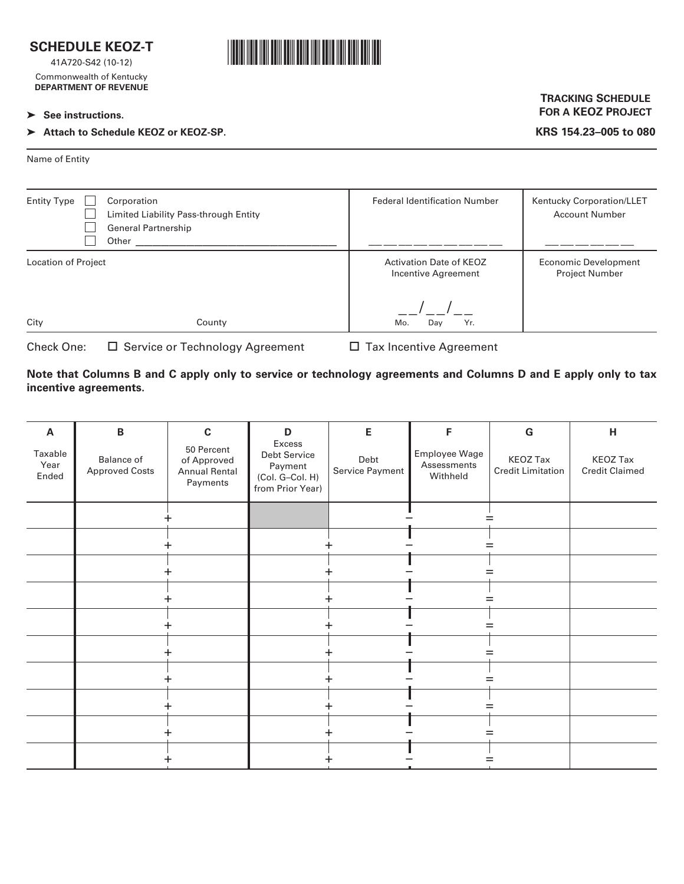# SCHEDULE KEOZ-T

41A720-S42 (10-12)

Commonwealth of Kentucky
**DEPARTMENT OF REVENUE**

➤ **See instructions.**

➤ **Attach to Schedule KEOZ or KEOZ-SP.**

**TRACKING SCHEDULE FOR A KEOZ PROJECT**

**KRS 154.23–005 to 080**

Name of Entity

| Entity Type ☐ Corporation ☐ Limited Liability Pass-through Entity ☐ General Partnership ☐ Other ________ | Federal Identification Number | Kentucky Corporation/LLET Account Number |
|---|---|---|
| Location of Project<br>City ________ County ________ | Activation Date of KEOZ Incentive Agreement<br>__ __ / __ __ / __ __<br>Mo. Day Yr. | Economic Development Project Number |

Check One: ☐ Service or Technology Agreement ☐ Tax Incentive Agreement

**Note that Columns B and C apply only to service or technology agreements and Columns D and E apply only to tax incentive agreements.**

| A<br>Taxable Year Ended | B<br>Balance of Approved Costs | | C<br>50 Percent of Approved Annual Rental Payments | D<br>Excess Debt Service Payment (Col. G–Col. H) from Prior Year) | | E<br>Debt Service Payment | | F<br>Employee Wage Assessments Withheld | | G<br>KEOZ Tax Credit Limitation | H<br>KEOZ Tax Credit Claimed |
|---|---|---|---|---|---|---|---|---|---|---|---|
| | | + | | | | | − | | = | | |
| | | + | | | + | | − | | = | | |
| | | + | | | + | | − | | = | | |
| | | + | | | + | | − | | = | | |
| | | + | | | + | | − | | = | | |
| | | + | | | + | | − | | = | | |
| | | + | | | + | | − | | = | | |
| | | + | | | + | | − | | = | | |
| | | + | | | + | | − | | = | | |
| | | + | | | + | | − | | = | | |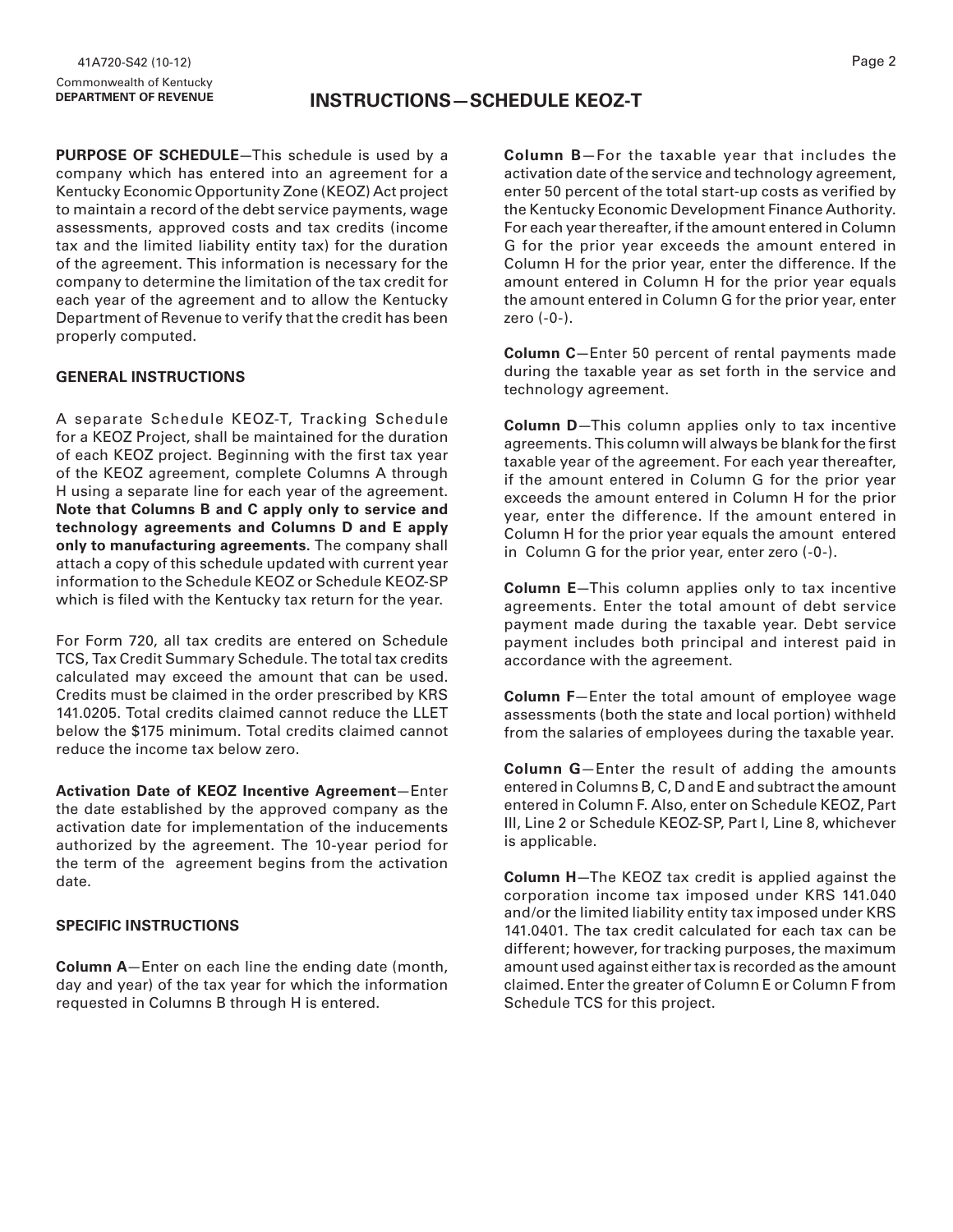41A720-S42 (10-12)
Commonwealth of Kentucky
**DEPARTMENT OF REVENUE**

# INSTRUCTIONS—SCHEDULE KEOZ-T

**PURPOSE OF SCHEDULE**—This schedule is used by a company which has entered into an agreement for a Kentucky Economic Opportunity Zone (KEOZ) Act project to maintain a record of the debt service payments, wage assessments, approved costs and tax credits (income tax and the limited liability entity tax) for the duration of the agreement. This information is necessary for the company to determine the limitation of the tax credit for each year of the agreement and to allow the Kentucky Department of Revenue to verify that the credit has been properly computed.

**GENERAL INSTRUCTIONS**

A separate Schedule KEOZ-T, Tracking Schedule for a KEOZ Project, shall be maintained for the duration of each KEOZ project. Beginning with the first tax year of the KEOZ agreement, complete Columns A through H using a separate line for each year of the agreement. **Note that Columns B and C apply only to service and technology agreements and Columns D and E apply only to manufacturing agreements.** The company shall attach a copy of this schedule updated with current year information to the Schedule KEOZ or Schedule KEOZ-SP which is filed with the Kentucky tax return for the year.

For Form 720, all tax credits are entered on Schedule TCS, Tax Credit Summary Schedule. The total tax credits calculated may exceed the amount that can be used. Credits must be claimed in the order prescribed by KRS 141.0205. Total credits claimed cannot reduce the LLET below the $175 minimum. Total credits claimed cannot reduce the income tax below zero.

**Activation Date of KEOZ Incentive Agreement**—Enter the date established by the approved company as the activation date for implementation of the inducements authorized by the agreement. The 10-year period for the term of the agreement begins from the activation date.

**SPECIFIC INSTRUCTIONS**

**Column A**—Enter on each line the ending date (month, day and year) of the tax year for which the information requested in Columns B through H is entered.

**Column B**—For the taxable year that includes the activation date of the service and technology agreement, enter 50 percent of the total start-up costs as verified by the Kentucky Economic Development Finance Authority. For each year thereafter, if the amount entered in Column G for the prior year exceeds the amount entered in Column H for the prior year, enter the difference. If the amount entered in Column H for the prior year equals the amount entered in Column G for the prior year, enter zero (-0-).

**Column C**—Enter 50 percent of rental payments made during the taxable year as set forth in the service and technology agreement.

**Column D**—This column applies only to tax incentive agreements. This column will always be blank for the first taxable year of the agreement. For each year thereafter, if the amount entered in Column G for the prior year exceeds the amount entered in Column H for the prior year, enter the difference. If the amount entered in Column H for the prior year equals the amount entered in Column G for the prior year, enter zero (-0-).

**Column E**—This column applies only to tax incentive agreements. Enter the total amount of debt service payment made during the taxable year. Debt service payment includes both principal and interest paid in accordance with the agreement.

**Column F**—Enter the total amount of employee wage assessments (both the state and local portion) withheld from the salaries of employees during the taxable year.

**Column G**—Enter the result of adding the amounts entered in Columns B, C, D and E and subtract the amount entered in Column F. Also, enter on Schedule KEOZ, Part III, Line 2 or Schedule KEOZ-SP, Part I, Line 8, whichever is applicable.

**Column H**—The KEOZ tax credit is applied against the corporation income tax imposed under KRS 141.040 and/or the limited liability entity tax imposed under KRS 141.0401. The tax credit calculated for each tax can be different; however, for tracking purposes, the maximum amount used against either tax is recorded as the amount claimed. Enter the greater of Column E or Column F from Schedule TCS for this project.